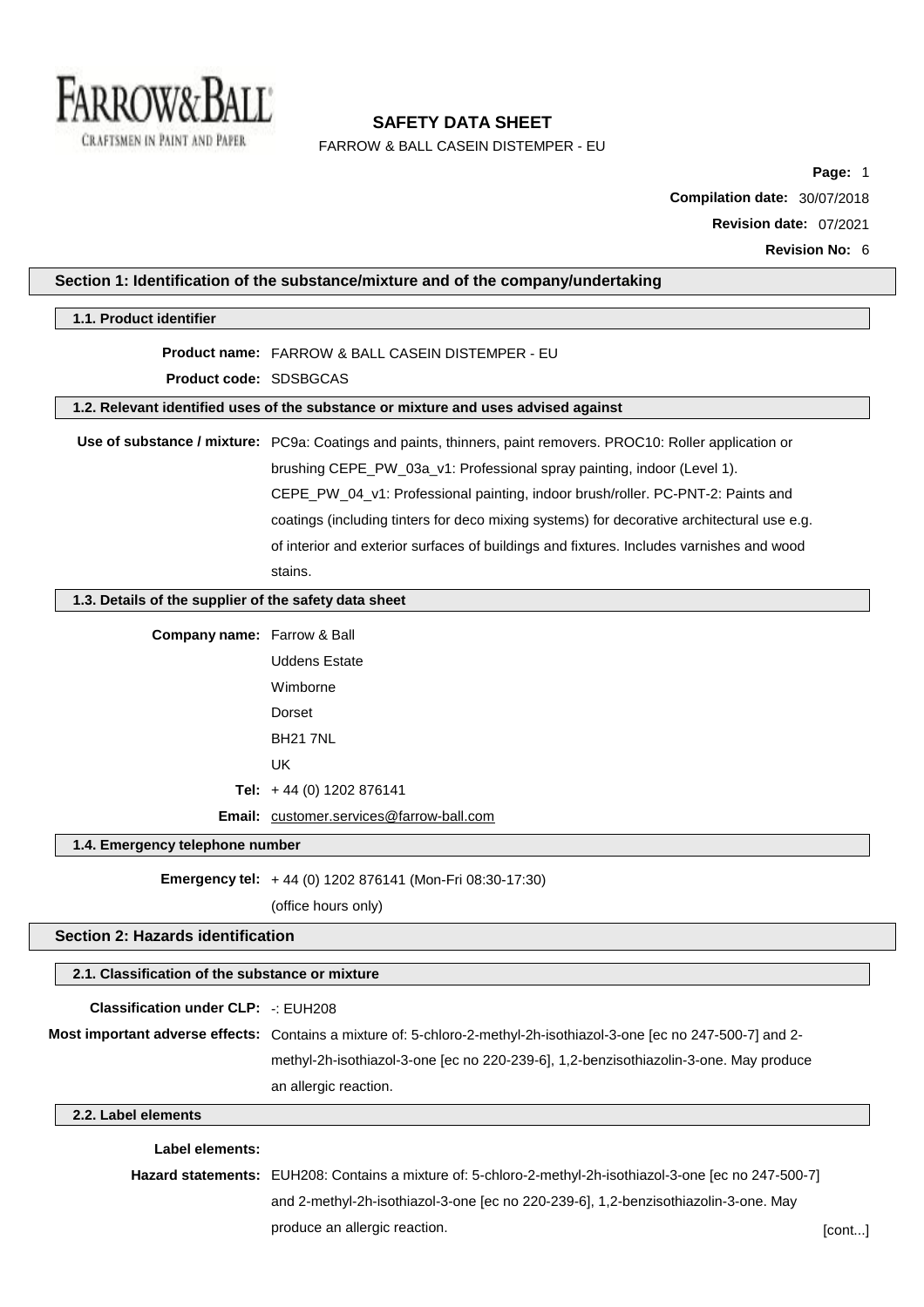# SAFETY DATA SHEET

FARROW & BALL CASEIN DISTEMPER - EU

**Page:** 1
**Compilation date:** 30/07/2018
**Revision date:** 07/2021
**Revision No:** 6

## Section 1: Identification of the substance/mixture and of the company/undertaking

### 1.1. Product identifier

**Product name:** FARROW & BALL CASEIN DISTEMPER - EU

**Product code:** SDSBGCAS

### 1.2. Relevant identified uses of the substance or mixture and uses advised against

**Use of substance / mixture:** PC9a: Coatings and paints, thinners, paint removers. PROC10: Roller application or brushing CEPE_PW_03a_v1: Professional spray painting, indoor (Level 1). CEPE_PW_04_v1: Professional painting, indoor brush/roller. PC-PNT-2: Paints and coatings (including tinters for deco mixing systems) for decorative architectural use e.g. of interior and exterior surfaces of buildings and fixtures. Includes varnishes and wood stains.

### 1.3. Details of the supplier of the safety data sheet

**Company name:** Farrow & Ball
Uddens Estate
Wimborne
Dorset
BH21 7NL
UK

**Tel:** + 44 (0) 1202 876141

**Email:** customer.services@farrow-ball.com

### 1.4. Emergency telephone number

**Emergency tel:** + 44 (0) 1202 876141 (Mon-Fri 08:30-17:30)
(office hours only)

## Section 2: Hazards identification

### 2.1. Classification of the substance or mixture

**Classification under CLP:** -: EUH208

**Most important adverse effects:** Contains a mixture of: 5-chloro-2-methyl-2h-isothiazol-3-one [ec no 247-500-7] and 2-methyl-2h-isothiazol-3-one [ec no 220-239-6], 1,2-benzisothiazolin-3-one. May produce an allergic reaction.

### 2.2. Label elements

**Label elements:**

**Hazard statements:** EUH208: Contains a mixture of: 5-chloro-2-methyl-2h-isothiazol-3-one [ec no 247-500-7] and 2-methyl-2h-isothiazol-3-one [ec no 220-239-6], 1,2-benzisothiazolin-3-one. May produce an allergic reaction.

[cont...]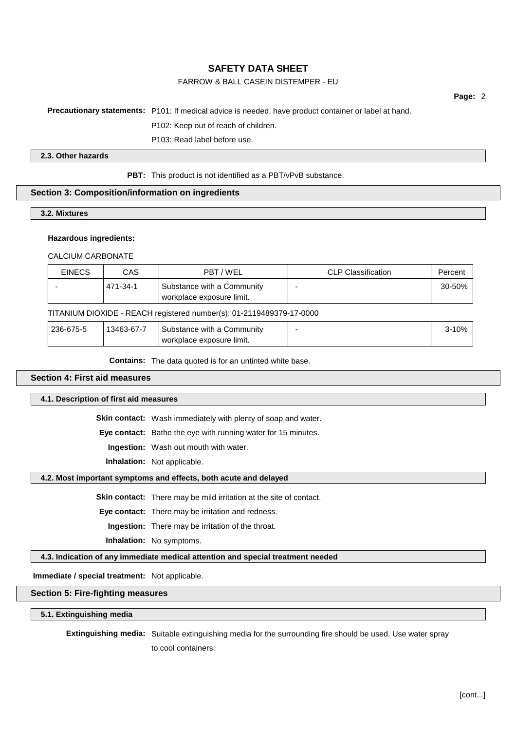**Precautionary statements:** P101: If medical advice is needed, have product container or label at hand.

P102: Keep out of reach of children.

P103: Read label before use.

### 2.3. Other hazards

**PBT:** This product is not identified as a PBT/vPvB substance.

## Section 3: Composition/information on ingredients

### 3.2. Mixtures

**Hazardous ingredients:**

CALCIUM CARBONATE

| EINECS | CAS | PBT / WEL | CLP Classification | Percent |
|---|---|---|---|---|
| - | 471-34-1 | Substance with a Community workplace exposure limit. | - | 30-50% |

TITANIUM DIOXIDE - REACH registered number(s): 01-2119489379-17-0000

| EINECS | CAS | PBT / WEL | CLP Classification | Percent |
|---|---|---|---|---|
| 236-675-5 | 13463-67-7 | Substance with a Community workplace exposure limit. | - | 3-10% |

**Contains:** The data quoted is for an untinted white base.

## Section 4: First aid measures

### 4.1. Description of first aid measures

**Skin contact:** Wash immediately with plenty of soap and water.

**Eye contact:** Bathe the eye with running water for 15 minutes.

**Ingestion:** Wash out mouth with water.

**Inhalation:** Not applicable.

### 4.2. Most important symptoms and effects, both acute and delayed

**Skin contact:** There may be mild irritation at the site of contact.

**Eye contact:** There may be irritation and redness.

**Ingestion:** There may be irritation of the throat.

**Inhalation:** No symptoms.

### 4.3. Indication of any immediate medical attention and special treatment needed

**Immediate / special treatment:** Not applicable.

## Section 5: Fire-fighting measures

### 5.1. Extinguishing media

**Extinguishing media:** Suitable extinguishing media for the surrounding fire should be used. Use water spray to cool containers.

[cont...]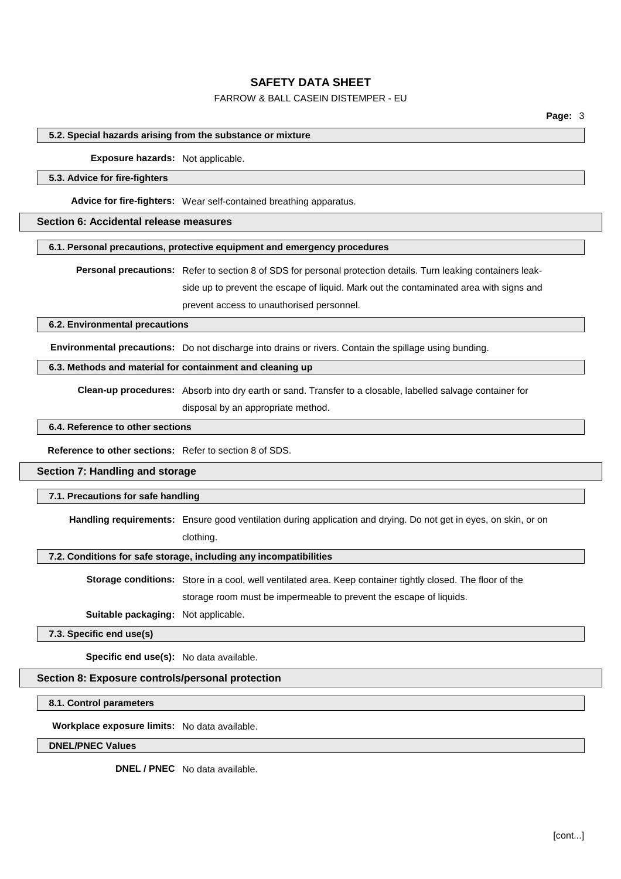### 5.2. Special hazards arising from the substance or mixture

**Exposure hazards:** Not applicable.

### 5.3. Advice for fire-fighters

**Advice for fire-fighters:** Wear self-contained breathing apparatus.

## Section 6: Accidental release measures

### 6.1. Personal precautions, protective equipment and emergency procedures

**Personal precautions:** Refer to section 8 of SDS for personal protection details. Turn leaking containers leak-side up to prevent the escape of liquid. Mark out the contaminated area with signs and prevent access to unauthorised personnel.

### 6.2. Environmental precautions

**Environmental precautions:** Do not discharge into drains or rivers. Contain the spillage using bunding.

### 6.3. Methods and material for containment and cleaning up

**Clean-up procedures:** Absorb into dry earth or sand. Transfer to a closable, labelled salvage container for disposal by an appropriate method.

### 6.4. Reference to other sections

**Reference to other sections:** Refer to section 8 of SDS.

## Section 7: Handling and storage

### 7.1. Precautions for safe handling

**Handling requirements:** Ensure good ventilation during application and drying. Do not get in eyes, on skin, or on clothing.

### 7.2. Conditions for safe storage, including any incompatibilities

**Storage conditions:** Store in a cool, well ventilated area. Keep container tightly closed. The floor of the storage room must be impermeable to prevent the escape of liquids.

**Suitable packaging:** Not applicable.

### 7.3. Specific end use(s)

**Specific end use(s):** No data available.

## Section 8: Exposure controls/personal protection

### 8.1. Control parameters

**Workplace exposure limits:** No data available.

### DNEL/PNEC Values

**DNEL / PNEC** No data available.

[cont...]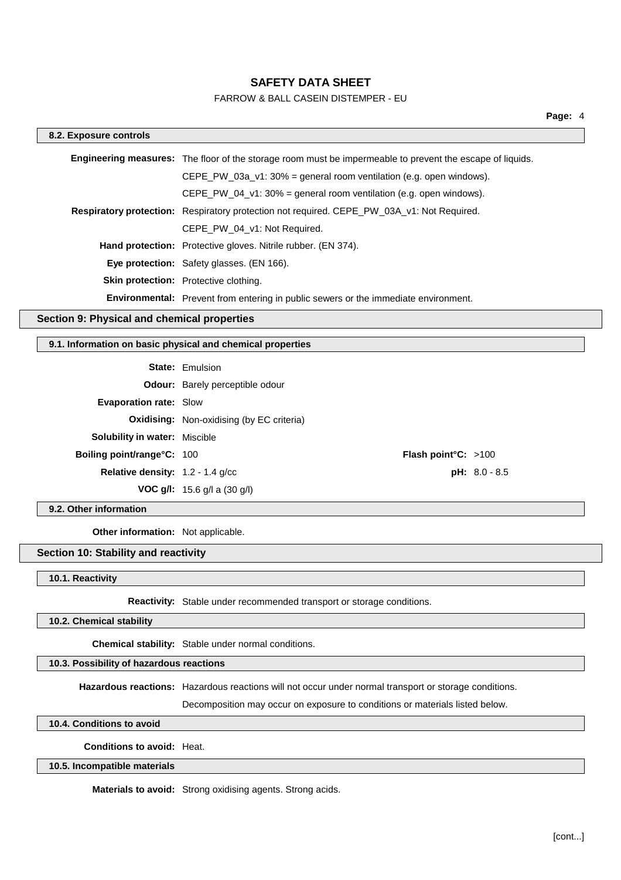### 8.2. Exposure controls

**Engineering measures:** The floor of the storage room must be impermeable to prevent the escape of liquids.

CEPE_PW_03a_v1: 30% = general room ventilation (e.g. open windows).

CEPE_PW_04_v1: 30% = general room ventilation (e.g. open windows).

**Respiratory protection:** Respiratory protection not required. CEPE_PW_03A_v1: Not Required.

CEPE_PW_04_v1: Not Required.

**Hand protection:** Protective gloves. Nitrile rubber. (EN 374).

**Eye protection:** Safety glasses. (EN 166).

**Skin protection:** Protective clothing.

**Environmental:** Prevent from entering in public sewers or the immediate environment.

## Section 9: Physical and chemical properties

### 9.1. Information on basic physical and chemical properties

**State:** Emulsion

**Odour:** Barely perceptible odour

**Evaporation rate:** Slow

**Oxidising:** Non-oxidising (by EC criteria)

**Solubility in water:** Miscible

**Boiling point/range°C:** 100

**Flash point°C:** >100

**Relative density:** 1.2 - 1.4 g/cc

**pH:** 8.0 - 8.5

**VOC g/l:** 15.6 g/l a (30 g/l)

### 9.2. Other information

**Other information:** Not applicable.

## Section 10: Stability and reactivity

### 10.1. Reactivity

**Reactivity:** Stable under recommended transport or storage conditions.

### 10.2. Chemical stability

**Chemical stability:** Stable under normal conditions.

### 10.3. Possibility of hazardous reactions

**Hazardous reactions:** Hazardous reactions will not occur under normal transport or storage conditions.

Decomposition may occur on exposure to conditions or materials listed below.

### 10.4. Conditions to avoid

**Conditions to avoid:** Heat.

### 10.5. Incompatible materials

**Materials to avoid:** Strong oxidising agents. Strong acids.

[cont...]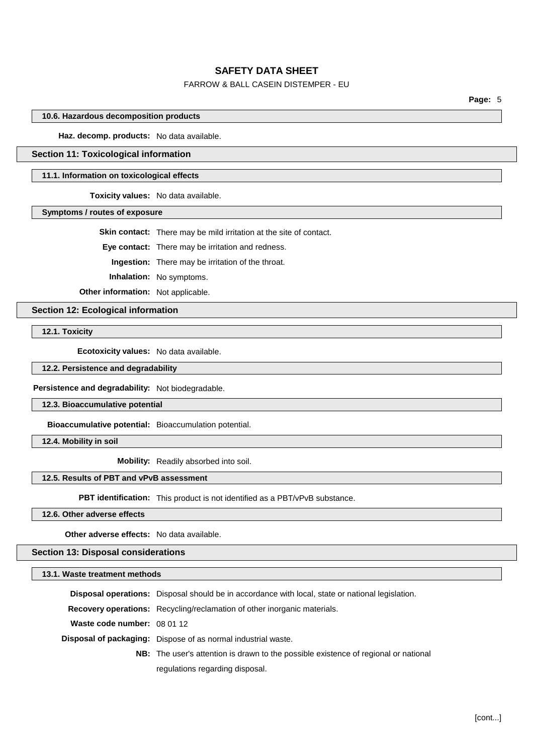### 10.6. Hazardous decomposition products

**Haz. decomp. products:** No data available.

## Section 11: Toxicological information

### 11.1. Information on toxicological effects

**Toxicity values:** No data available.

### Symptoms / routes of exposure

**Skin contact:** There may be mild irritation at the site of contact.

**Eye contact:** There may be irritation and redness.

**Ingestion:** There may be irritation of the throat.

**Inhalation:** No symptoms.

**Other information:** Not applicable.

## Section 12: Ecological information

### 12.1. Toxicity

**Ecotoxicity values:** No data available.

### 12.2. Persistence and degradability

**Persistence and degradability:** Not biodegradable.

### 12.3. Bioaccumulative potential

**Bioaccumulative potential:** Bioaccumulation potential.

### 12.4. Mobility in soil

**Mobility:** Readily absorbed into soil.

### 12.5. Results of PBT and vPvB assessment

**PBT identification:** This product is not identified as a PBT/vPvB substance.

### 12.6. Other adverse effects

**Other adverse effects:** No data available.

## Section 13: Disposal considerations

### 13.1. Waste treatment methods

**Disposal operations:** Disposal should be in accordance with local, state or national legislation.

**Recovery operations:** Recycling/reclamation of other inorganic materials.

**Waste code number:** 08 01 12

**Disposal of packaging:** Dispose of as normal industrial waste.

**NB:** The user's attention is drawn to the possible existence of regional or national regulations regarding disposal.

[cont...]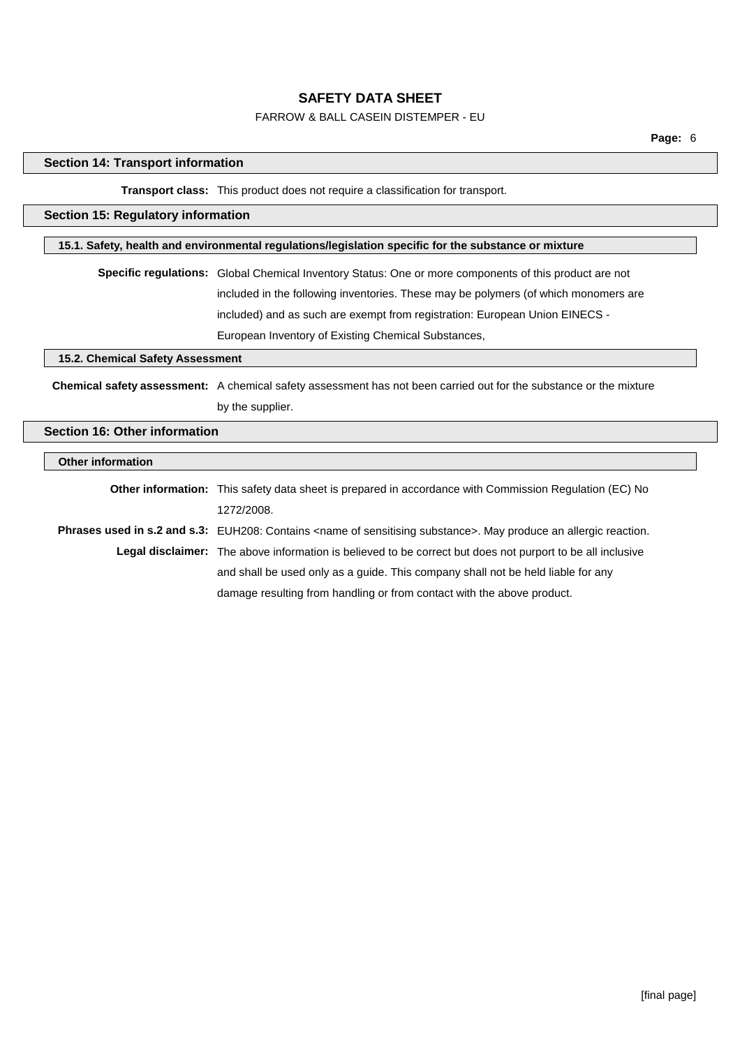## Section 14: Transport information

**Transport class:** This product does not require a classification for transport.

## Section 15: Regulatory information

### 15.1. Safety, health and environmental regulations/legislation specific for the substance or mixture

**Specific regulations:** Global Chemical Inventory Status: One or more components of this product are not included in the following inventories. These may be polymers (of which monomers are included) and as such are exempt from registration: European Union EINECS - European Inventory of Existing Chemical Substances,

### 15.2. Chemical Safety Assessment

**Chemical safety assessment:** A chemical safety assessment has not been carried out for the substance or the mixture by the supplier.

## Section 16: Other information

### Other information

**Other information:** This safety data sheet is prepared in accordance with Commission Regulation (EC) No 1272/2008.

**Phrases used in s.2 and s.3:** EUH208: Contains <name of sensitising substance>. May produce an allergic reaction.

**Legal disclaimer:** The above information is believed to be correct but does not purport to be all inclusive and shall be used only as a guide. This company shall not be held liable for any damage resulting from handling or from contact with the above product.

[final page]